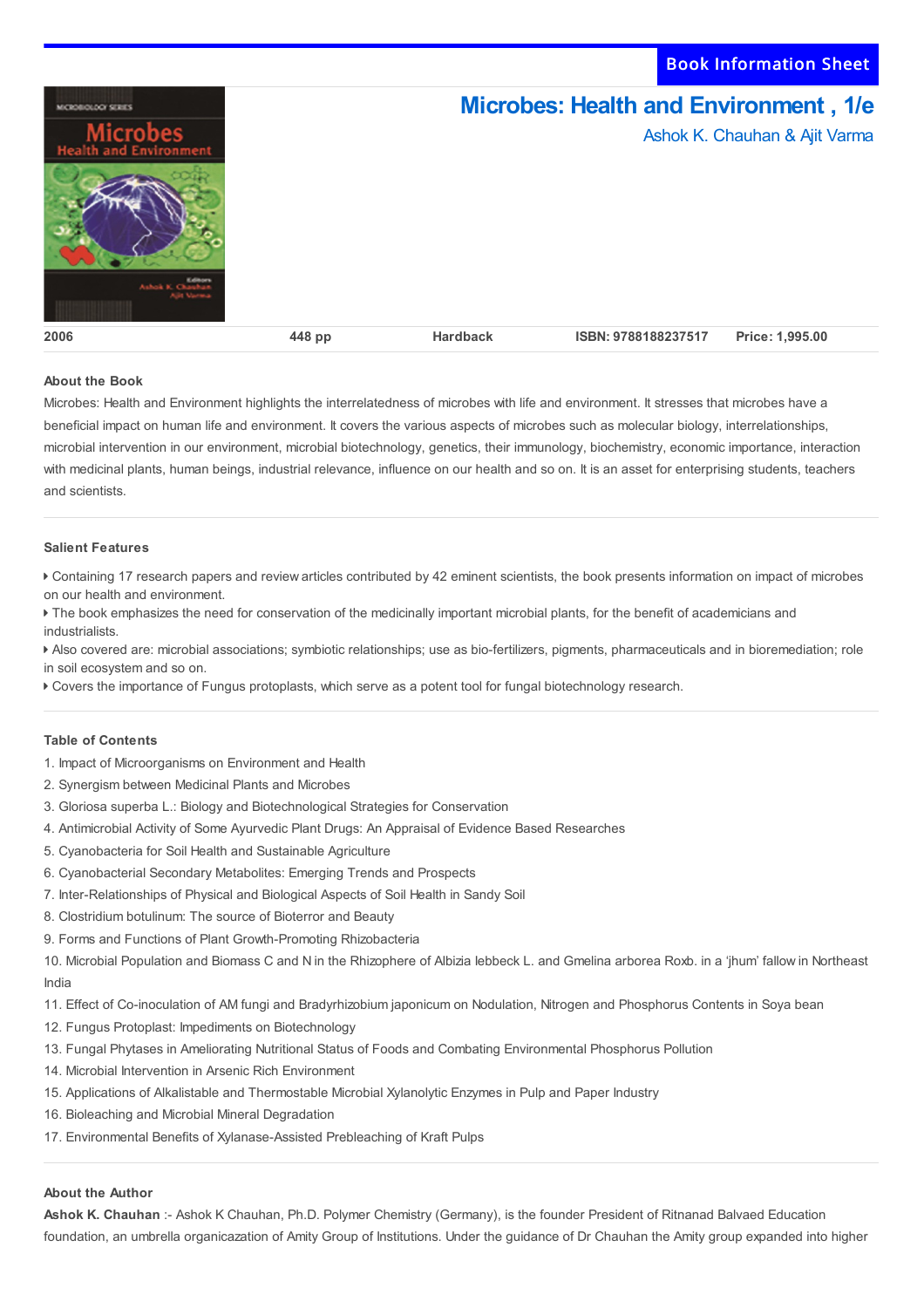Book Information Sheet

# Microbes: Health and Environment , 1/e

Ashok K. Chauhan & Ajit Varma

| 2006 | 448 pp | Hardback | ISBN: 9788188237517 | Price: 1,995.00 |
|---|---|---|---|---|

### About the Book

Microbes: Health and Environment highlights the interrelatedness of microbes with life and environment. It stresses that microbes have a beneficial impact on human life and environment. It covers the various aspects of microbes such as molecular biology, interrelationships, microbial intervention in our environment, microbial biotechnology, genetics, their immunology, biochemistry, economic importance, interaction with medicinal plants, human beings, industrial relevance, influence on our health and so on. It is an asset for enterprising students, teachers and scientists.

### Salient Features

- Containing 17 research papers and review articles contributed by 42 eminent scientists, the book presents information on impact of microbes on our health and environment.
- The book emphasizes the need for conservation of the medicinally important microbial plants, for the benefit of academicians and industrialists.
- Also covered are: microbial associations; symbiotic relationships; use as bio-fertilizers, pigments, pharmaceuticals and in bioremediation; role in soil ecosystem and so on.
- Covers the importance of Fungus protoplasts, which serve as a potent tool for fungal biotechnology research.

### Table of Contents

1. Impact of Microorganisms on Environment and Health
2. Synergism between Medicinal Plants and Microbes
3. Gloriosa superba L.: Biology and Biotechnological Strategies for Conservation
4. Antimicrobial Activity of Some Ayurvedic Plant Drugs: An Appraisal of Evidence Based Researches
5. Cyanobacteria for Soil Health and Sustainable Agriculture
6. Cyanobacterial Secondary Metabolites: Emerging Trends and Prospects
7. Inter-Relationships of Physical and Biological Aspects of Soil Health in Sandy Soil
8. Clostridium botulinum: The source of Bioterror and Beauty
9. Forms and Functions of Plant Growth-Promoting Rhizobacteria
10. Microbial Population and Biomass C and N in the Rhizophere of Albizia lebbeck L. and Gmelina arborea Roxb. in a 'jhum' fallow in Northeast India
11. Effect of Co-inoculation of AM fungi and Bradyrhizobium japonicum on Nodulation, Nitrogen and Phosphorus Contents in Soya bean
12. Fungus Protoplast: Impediments on Biotechnology
13. Fungal Phytases in Ameliorating Nutritional Status of Foods and Combating Environmental Phosphorus Pollution
14. Microbial Intervention in Arsenic Rich Environment
15. Applications of Alkalistable and Thermostable Microbial Xylanolytic Enzymes in Pulp and Paper Industry
16. Bioleaching and Microbial Mineral Degradation
17. Environmental Benefits of Xylanase-Assisted Prebleaching of Kraft Pulps

### About the Author

**Ashok K. Chauhan** :- Ashok K Chauhan, Ph.D. Polymer Chemistry (Germany), is the founder President of Ritnanad Balvaed Education foundation, an umbrella organicazation of Amity Group of Institutions. Under the guidance of Dr Chauhan the Amity group expanded into higher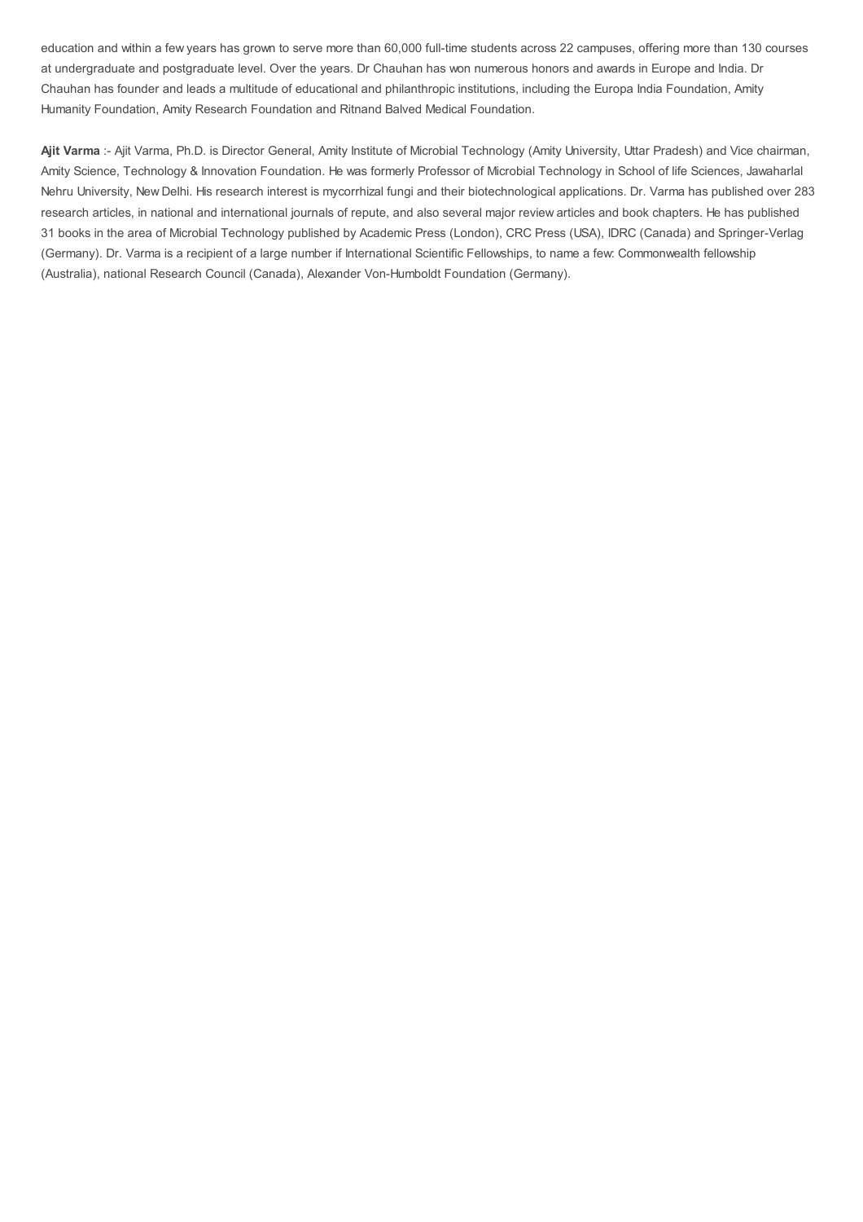education and within a few years has grown to serve more than 60,000 full-time students across 22 campuses, offering more than 130 courses at undergraduate and postgraduate level. Over the years. Dr Chauhan has won numerous honors and awards in Europe and India. Dr Chauhan has founder and leads a multitude of educational and philanthropic institutions, including the Europa India Foundation, Amity Humanity Foundation, Amity Research Foundation and Ritnand Balved Medical Foundation.

**Ajit Varma** :- Ajit Varma, Ph.D. is Director General, Amity Institute of Microbial Technology (Amity University, Uttar Pradesh) and Vice chairman, Amity Science, Technology & Innovation Foundation. He was formerly Professor of Microbial Technology in School of life Sciences, Jawaharlal Nehru University, New Delhi. His research interest is mycorrhizal fungi and their biotechnological applications. Dr. Varma has published over 283 research articles, in national and international journals of repute, and also several major review articles and book chapters. He has published 31 books in the area of Microbial Technology published by Academic Press (London), CRC Press (USA), IDRC (Canada) and Springer-Verlag (Germany). Dr. Varma is a recipient of a large number if International Scientific Fellowships, to name a few: Commonwealth fellowship (Australia), national Research Council (Canada), Alexander Von-Humboldt Foundation (Germany).